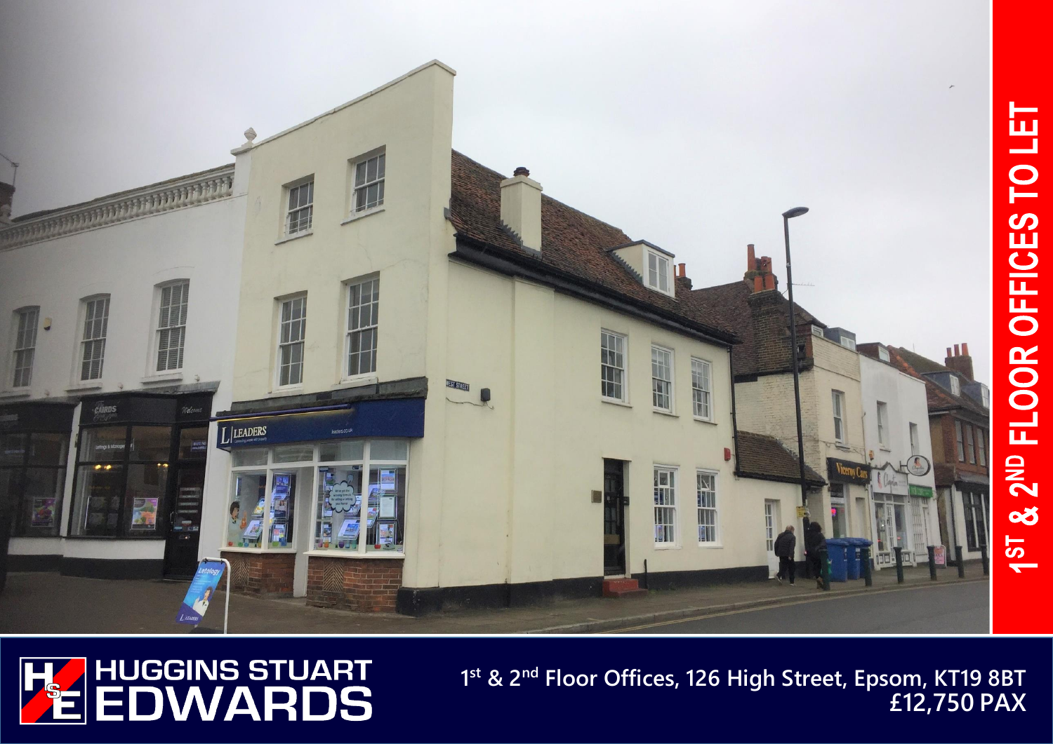# 1ST & 2ND FLOOR OFFICES TO LET

HUGGINS STUART EDWARDS

**1st & 2nd Floor Offices, 126 High Street, Epsom, KT19 8BT**

**£12,750 PAX**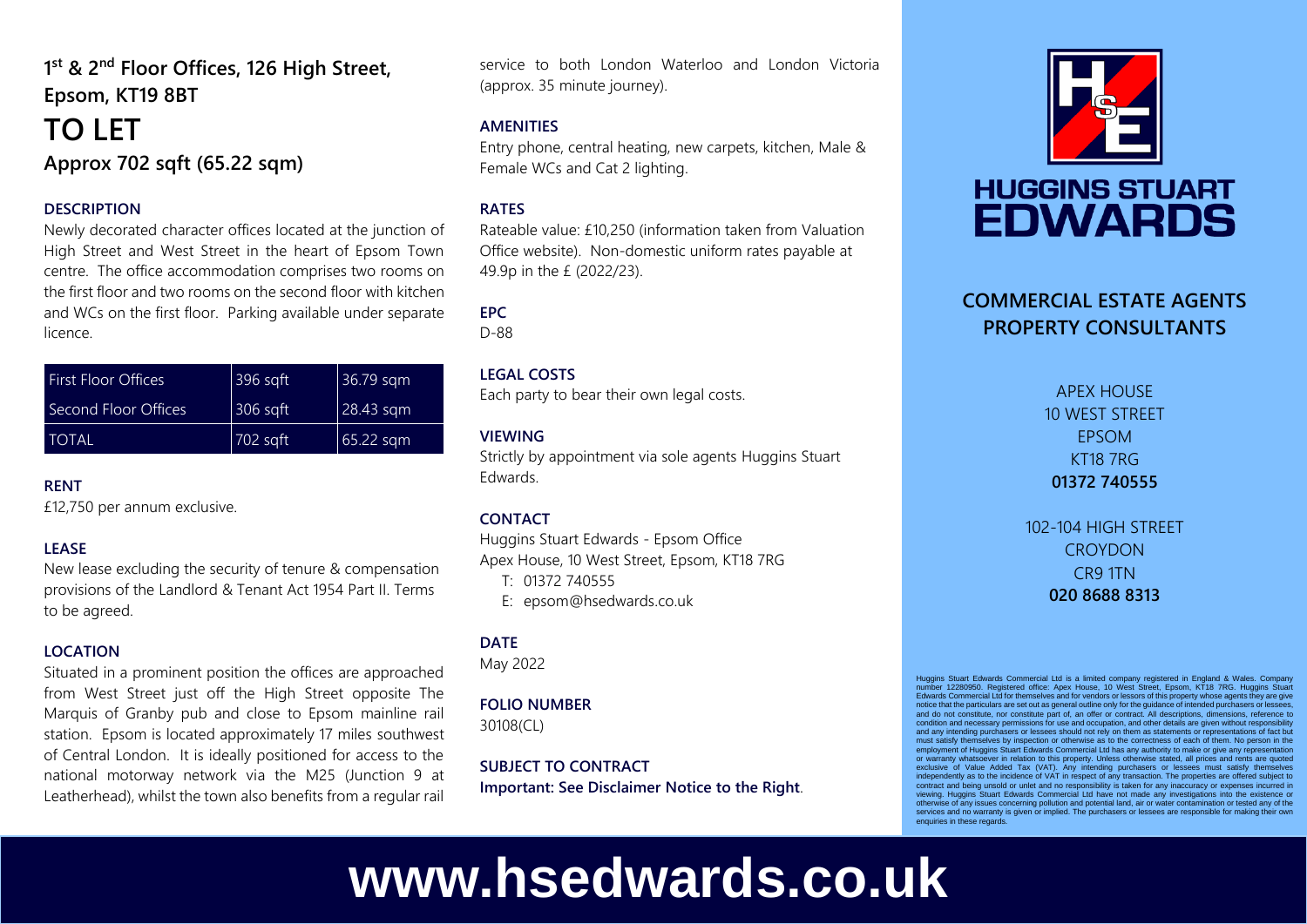# 1st & 2nd Floor Offices, 126 High Street, Epsom, KT19 8BT

# TO LET

## Approx 702 sqft (65.22 sqm)

### DESCRIPTION

Newly decorated character offices located at the junction of High Street and West Street in the heart of Epsom Town centre. The office accommodation comprises two rooms on the first floor and two rooms on the second floor with kitchen and WCs on the first floor. Parking available under separate licence.

| First Floor Offices | 396 sqft | 36.79 sqm |
|---|---|---|
| Second Floor Offices | 306 sqft | 28.43 sqm |
| TOTAL | 702 sqft | 65.22 sqm |

### RENT

£12,750 per annum exclusive.

### LEASE

New lease excluding the security of tenure & compensation provisions of the Landlord & Tenant Act 1954 Part II. Terms to be agreed.

### LOCATION

Situated in a prominent position the offices are approached from West Street just off the High Street opposite The Marquis of Granby pub and close to Epsom mainline rail station. Epsom is located approximately 17 miles southwest of Central London. It is ideally positioned for access to the national motorway network via the M25 (Junction 9 at Leatherhead), whilst the town also benefits from a regular rail service to both London Waterloo and London Victoria (approx. 35 minute journey).

### AMENITIES

Entry phone, central heating, new carpets, kitchen, Male & Female WCs and Cat 2 lighting.

### RATES

Rateable value: £10,250 (information taken from Valuation Office website). Non-domestic uniform rates payable at 49.9p in the £ (2022/23).

### EPC

D-88

### LEGAL COSTS

Each party to bear their own legal costs.

### VIEWING

Strictly by appointment via sole agents Huggins Stuart Edwards.

### CONTACT

Huggins Stuart Edwards - Epsom Office
Apex House, 10 West Street, Epsom, KT18 7RG

- T: 01372 740555
- E: epsom@hsedwards.co.uk

### DATE

May 2022

### FOLIO NUMBER

30108(CL)

### SUBJECT TO CONTRACT

**Important: See Disclaimer Notice to the Right.**

## HUGGINS STUART EDWARDS

### COMMERCIAL ESTATE AGENTS PROPERTY CONSULTANTS

APEX HOUSE
10 WEST STREET
EPSOM
KT18 7RG
**01372 740555**

102-104 HIGH STREET
CROYDON
CR9 1TN
**020 8688 8313**

Huggins Stuart Edwards Commercial Ltd is a limited company registered in England & Wales. Company number 12280950. Registered office: Apex House, 10 West Street, Epsom, KT18 7RG. Huggins Stuart Edwards Commercial Ltd for themselves and for vendors or lessors of this property whose agents they are give notice that the particulars are set out as general outline only for the guidance of intended purchasers or lessees, and do not constitute, nor constitute part of, an offer or contract. All descriptions, dimensions, reference to condition and necessary permissions for use and occupation, and other details are given without responsibility and any intending purchasers or lessees should not rely on them as statements or representations of fact but must satisfy themselves by inspection or otherwise as to the correctness of each of them. No person in the employment of Huggins Stuart Edwards Commercial Ltd has any authority to make or give any representation or warranty whatsoever in relation to this property. Unless otherwise stated, all prices and rents are quoted exclusive of Value Added Tax (VAT). Any intending purchasers or lessees must satisfy themselves independently as to the incidence of VAT in respect of any transaction. The properties are offered subject to contract and being unsold or unlet and no responsibility is taken for any inaccuracy or expenses incurred in viewing. Huggins Stuart Edwards Commercial Ltd have not made any investigations into the existence or otherwise of any issues concerning pollution and potential land, air or water contamination or tested any of the services and no warranty is given or implied. The purchasers or lessees are responsible for making their own enquiries in these regards.

**www.hsedwards.co.uk**